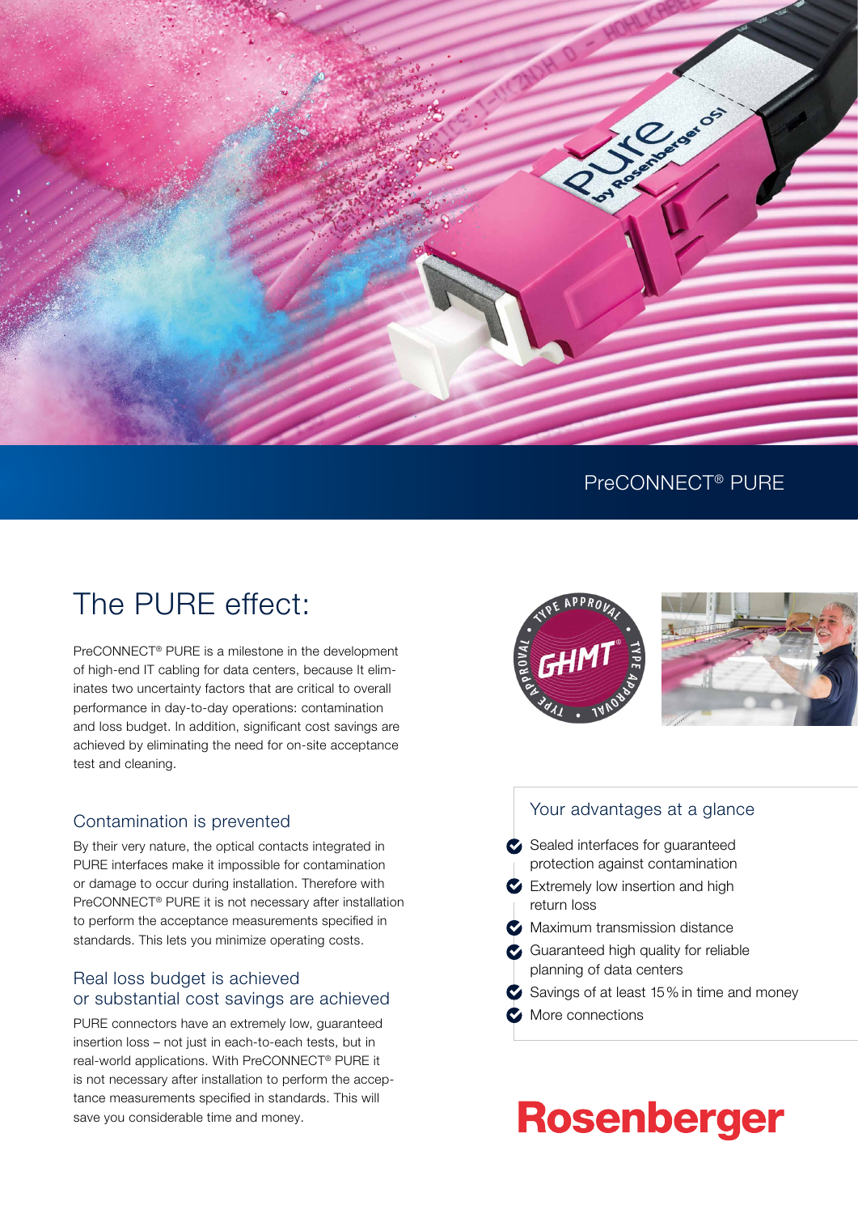PreCONNECT® PURE

# The PURE effect:

PreCONNECT® PURE is a milestone in the development of high-end IT cabling for data centers, because It eliminates two uncertainty factors that are critical to overall performance in day-to-day operations: contamination and loss budget. In addition, significant cost savings are achieved by eliminating the need for on-site acceptance test and cleaning.

## Contamination is prevented

By their very nature, the optical contacts integrated in PURE interfaces make it impossible for contamination or damage to occur during installation. Therefore with PreCONNECT® PURE it is not necessary after installation to perform the acceptance measurements specified in standards. This lets you minimize operating costs.

## Real loss budget is achieved or substantial cost savings are achieved

PURE connectors have an extremely low, guaranteed insertion loss – not just in each-to-each tests, but in real-world applications. With PreCONNECT® PURE it is not necessary after installation to perform the acceptance measurements specified in standards. This will save you considerable time and money.

## Your advantages at a glance

- Sealed interfaces for guaranteed protection against contamination
- Extremely low insertion and high return loss
- Maximum transmission distance
- Guaranteed high quality for reliable planning of data centers
- Savings of at least 15 % in time and money
- More connections

Rosenberger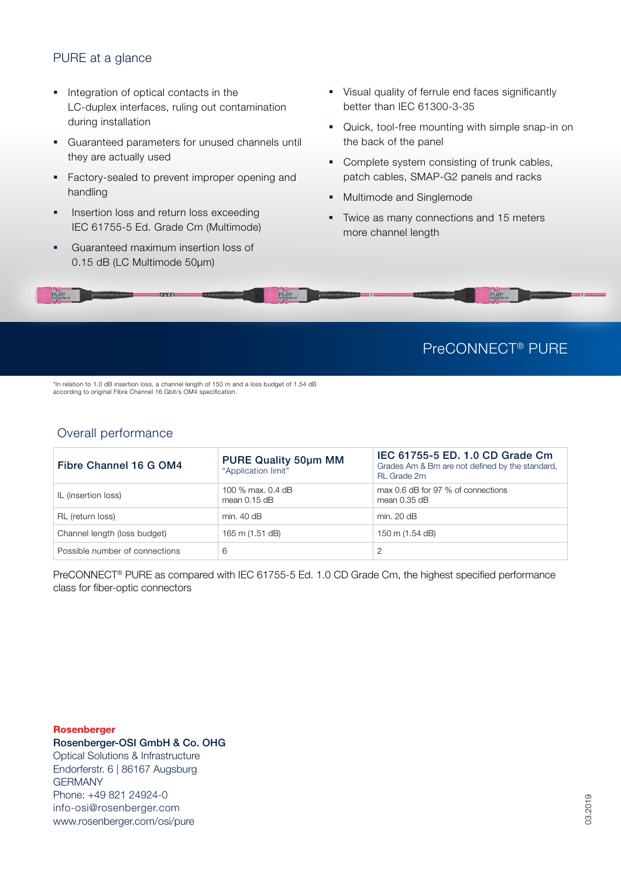## PURE at a glance

- Integration of optical contacts in the LC-duplex interfaces, ruling out contamination during installation
- Guaranteed parameters for unused channels until they are actually used
- Factory-sealed to prevent improper opening and handling
- Insertion loss and return loss exceeding IEC 61755-5 Ed. Grade Cm (Multimode)
- Guaranteed maximum insertion loss of 0.15 dB (LC Multimode 50µm)
- Visual quality of ferrule end faces significantly better than IEC 61300-3-35
- Quick, tool-free mounting with simple snap-in on the back of the panel
- Complete system consisting of trunk cables, patch cables, SMAP-G2 panels and racks
- Multimode and Singlemode
- Twice as many connections and 15 meters more channel length

PreCONNECT® PURE

*In relation to 1.0 dB insertion loss, a channel length of 150 m and a loss budget of 1.54 dB according to original Fibre Channel 16 Gbit/s OM4 specification.

## Overall performance

| **Fibre Channel 16 G OM4** | **PURE Quality 50µm MM** "Application limit" | **IEC 61755-5 ED. 1.0 CD Grade Cm** Grades Am & Bm are not defined by the standard, RL Grade 2m |
|---|---|---|
| IL (insertion loss) | 100 % max. 0.4 dB mean 0.15 dB | max 0.6 dB for 97 % of connections mean 0.35 dB |
| RL (return loss) | min. 40 dB | min. 20 dB |
| Channel length (loss budget) | 165 m (1.51 dB) | 150 m (1.54 dB) |
| Possible number of connections | 6 | 2 |

PreCONNECT® PURE as compared with IEC 61755-5 Ed. 1.0 CD Grade Cm, the highest specified performance class for fiber-optic connectors

**Rosenberger**
**Rosenberger-OSI GmbH & Co. OHG**
Optical Solutions & Infrastructure
Endorferstr. 6 | 86167 Augsburg
GERMANY
Phone: +49 821 24924-0
info-osi@rosenberger.com
www.rosenberger.com/osi/pure

03.2019